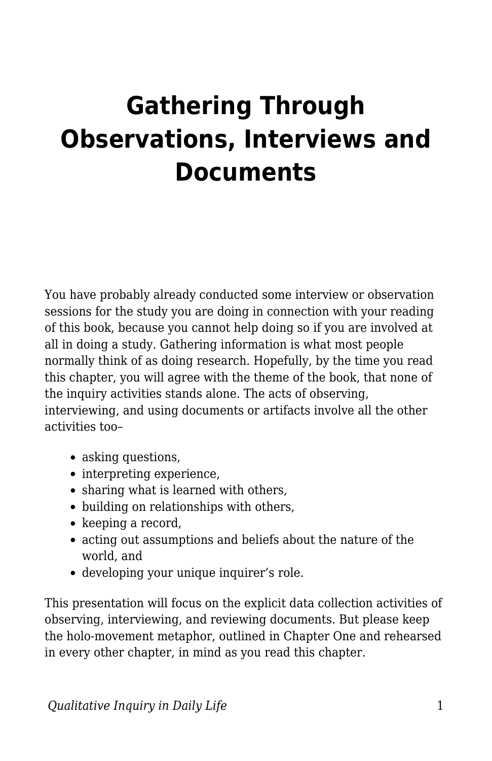# Gathering Through Observations, Interviews and Documents

You have probably already conducted some interview or observation sessions for the study you are doing in connection with your reading of this book, because you cannot help doing so if you are involved at all in doing a study. Gathering information is what most people normally think of as doing research. Hopefully, by the time you read this chapter, you will agree with the theme of the book, that none of the inquiry activities stands alone. The acts of observing, interviewing, and using documents or artifacts involve all the other activities too–

- asking questions,
- interpreting experience,
- sharing what is learned with others,
- building on relationships with others,
- keeping a record,
- acting out assumptions and beliefs about the nature of the world, and
- developing your unique inquirer's role.

This presentation will focus on the explicit data collection activities of observing, interviewing, and reviewing documents. But please keep the holo-movement metaphor, outlined in Chapter One and rehearsed in every other chapter, in mind as you read this chapter.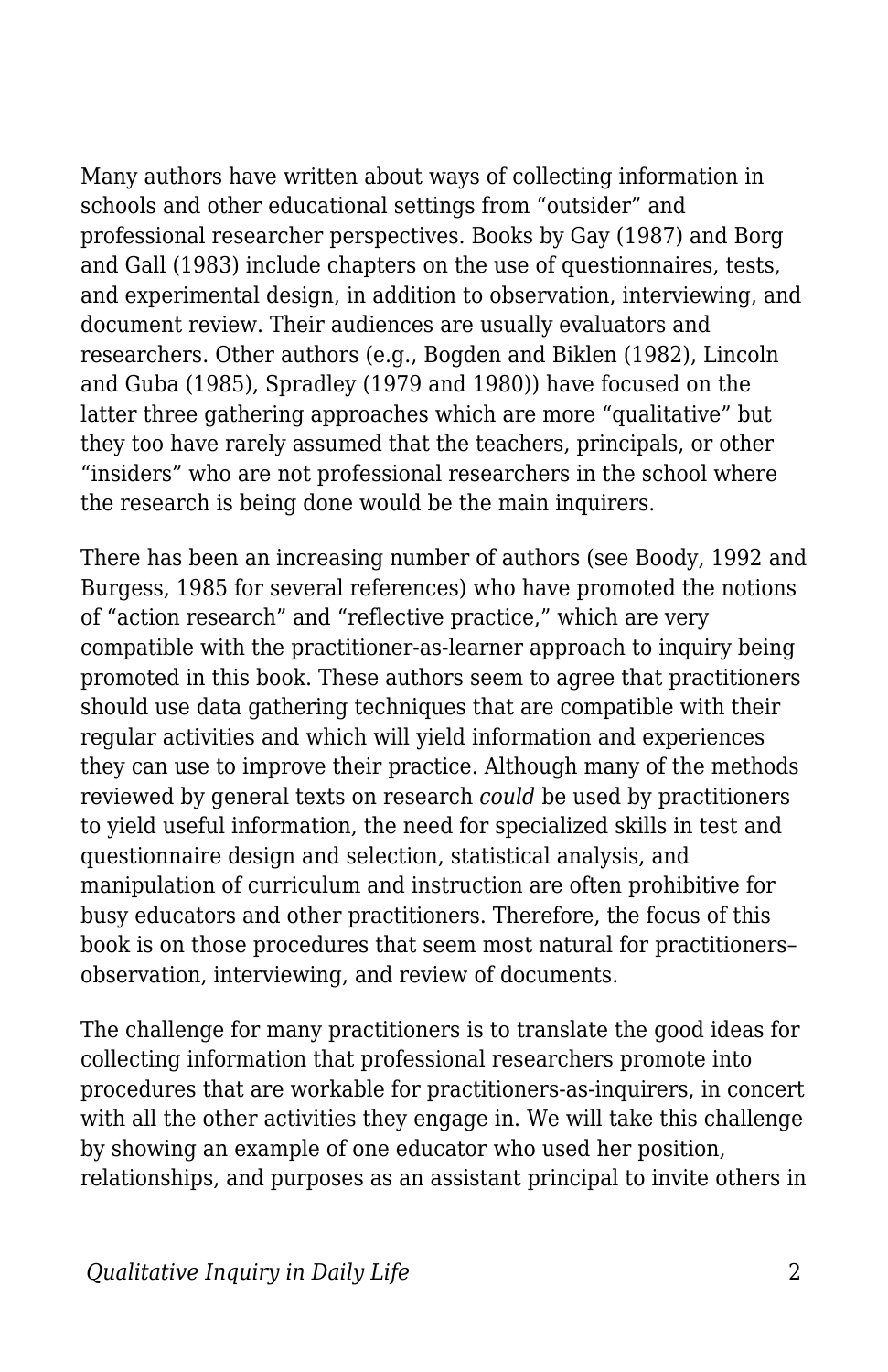Many authors have written about ways of collecting information in schools and other educational settings from “outsider” and professional researcher perspectives. Books by Gay (1987) and Borg and Gall (1983) include chapters on the use of questionnaires, tests, and experimental design, in addition to observation, interviewing, and document review. Their audiences are usually evaluators and researchers. Other authors (e.g., Bogden and Biklen (1982), Lincoln and Guba (1985), Spradley (1979 and 1980)) have focused on the latter three gathering approaches which are more “qualitative” but they too have rarely assumed that the teachers, principals, or other “insiders” who are not professional researchers in the school where the research is being done would be the main inquirers.

There has been an increasing number of authors (see Boody, 1992 and Burgess, 1985 for several references) who have promoted the notions of “action research” and “reflective practice,” which are very compatible with the practitioner-as-learner approach to inquiry being promoted in this book. These authors seem to agree that practitioners should use data gathering techniques that are compatible with their regular activities and which will yield information and experiences they can use to improve their practice. Although many of the methods reviewed by general texts on research *could* be used by practitioners to yield useful information, the need for specialized skills in test and questionnaire design and selection, statistical analysis, and manipulation of curriculum and instruction are often prohibitive for busy educators and other practitioners. Therefore, the focus of this book is on those procedures that seem most natural for practitioners–observation, interviewing, and review of documents.

The challenge for many practitioners is to translate the good ideas for collecting information that professional researchers promote into procedures that are workable for practitioners-as-inquirers, in concert with all the other activities they engage in. We will take this challenge by showing an example of one educator who used her position, relationships, and purposes as an assistant principal to invite others in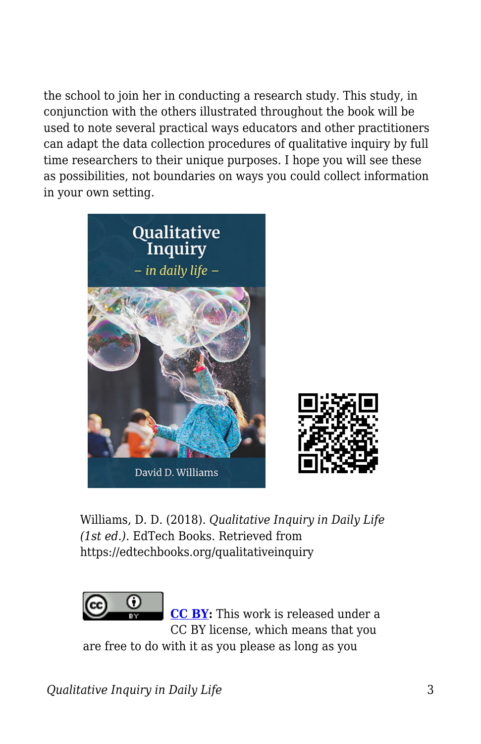the school to join her in conducting a research study. This study, in conjunction with the others illustrated throughout the book will be used to note several practical ways educators and other practitioners can adapt the data collection procedures of qualitative inquiry by full time researchers to their unique purposes. I hope you will see these as possibilities, not boundaries on ways you could collect information in your own setting.

Williams, D. D. (2018). *Qualitative Inquiry in Daily Life (1st ed.)*. EdTech Books. Retrieved from https://edtechbooks.org/qualitativeinquiry

**CC BY:** This work is released under a CC BY license, which means that you are free to do with it as you please as long as you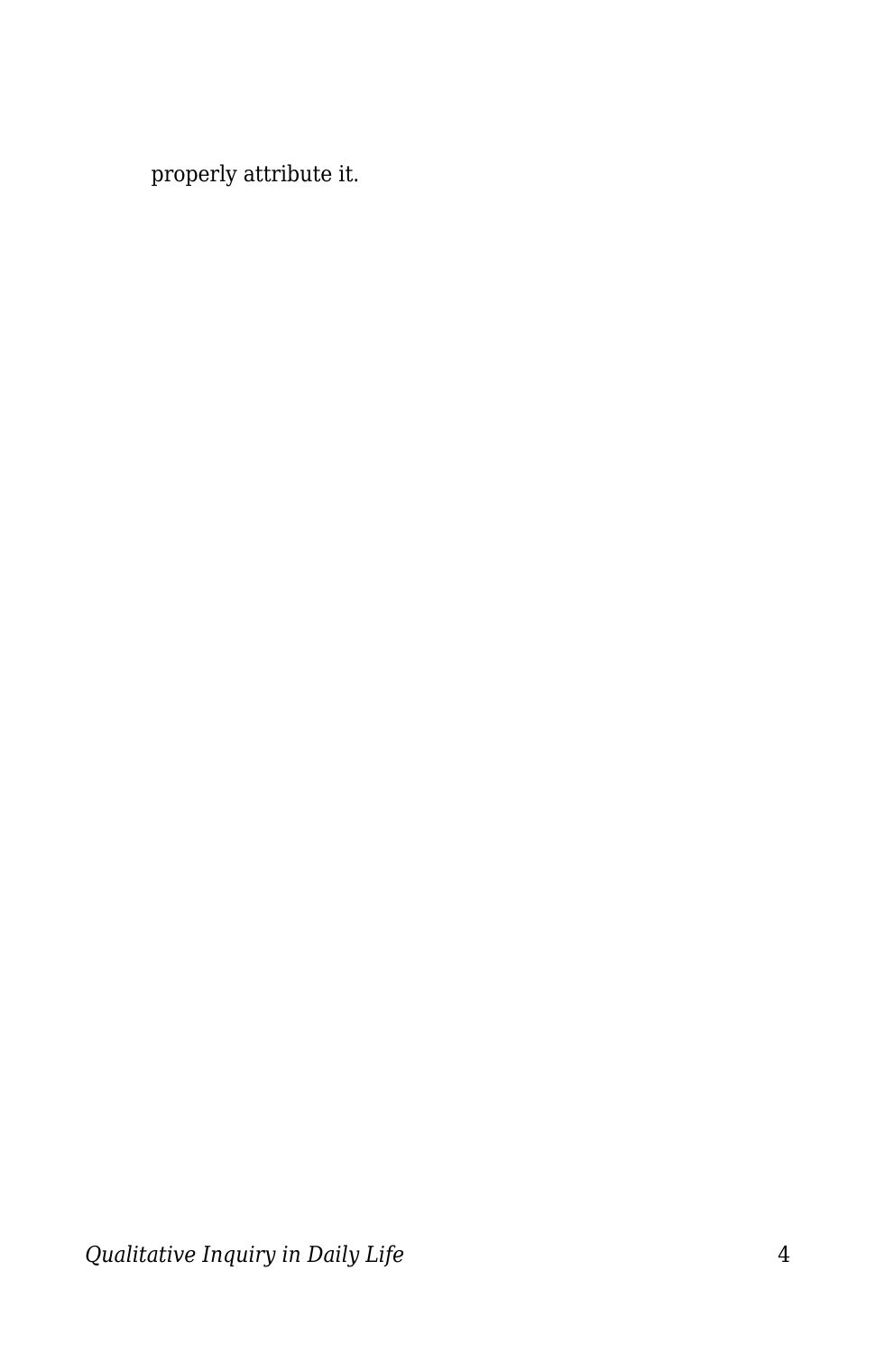properly attribute it.